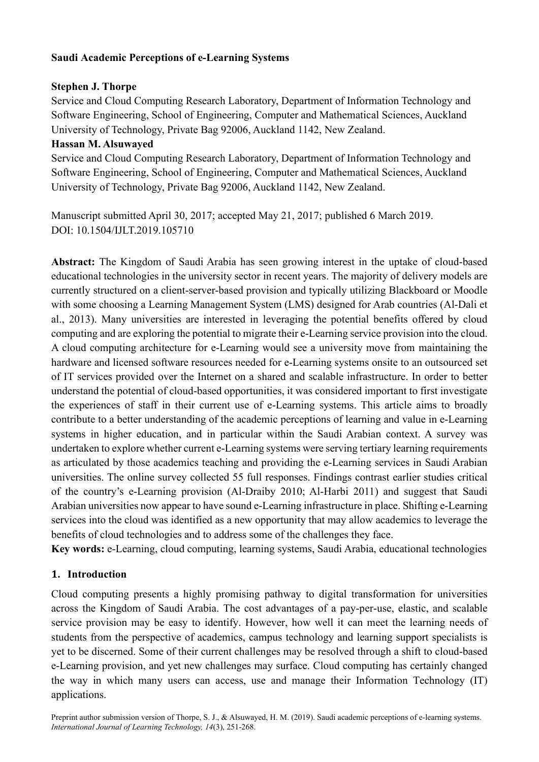**Saudi Academic Perceptions of e-Learning Systems**

**Stephen J. Thorpe**
Service and Cloud Computing Research Laboratory, Department of Information Technology and Software Engineering, School of Engineering, Computer and Mathematical Sciences, Auckland University of Technology, Private Bag 92006, Auckland 1142, New Zealand.
**Hassan M. Alsuwayed**
Service and Cloud Computing Research Laboratory, Department of Information Technology and Software Engineering, School of Engineering, Computer and Mathematical Sciences, Auckland University of Technology, Private Bag 92006, Auckland 1142, New Zealand.

Manuscript submitted April 30, 2017; accepted May 21, 2017; published 6 March 2019.
DOI: 10.1504/IJLT.2019.105710

**Abstract:** The Kingdom of Saudi Arabia has seen growing interest in the uptake of cloud-based educational technologies in the university sector in recent years. The majority of delivery models are currently structured on a client-server-based provision and typically utilizing Blackboard or Moodle with some choosing a Learning Management System (LMS) designed for Arab countries (Al-Dali et al., 2013). Many universities are interested in leveraging the potential benefits offered by cloud computing and are exploring the potential to migrate their e-Learning service provision into the cloud. A cloud computing architecture for e-Learning would see a university move from maintaining the hardware and licensed software resources needed for e-Learning systems onsite to an outsourced set of IT services provided over the Internet on a shared and scalable infrastructure. In order to better understand the potential of cloud-based opportunities, it was considered important to first investigate the experiences of staff in their current use of e-Learning systems. This article aims to broadly contribute to a better understanding of the academic perceptions of learning and value in e-Learning systems in higher education, and in particular within the Saudi Arabian context. A survey was undertaken to explore whether current e-Learning systems were serving tertiary learning requirements as articulated by those academics teaching and providing the e-Learning services in Saudi Arabian universities. The online survey collected 55 full responses. Findings contrast earlier studies critical of the country's e-Learning provision (Al-Draiby 2010; Al-Harbi 2011) and suggest that Saudi Arabian universities now appear to have sound e-Learning infrastructure in place. Shifting e-Learning services into the cloud was identified as a new opportunity that may allow academics to leverage the benefits of cloud technologies and to address some of the challenges they face.
**Key words:** e-Learning, cloud computing, learning systems, Saudi Arabia, educational technologies

## 1. Introduction

Cloud computing presents a highly promising pathway to digital transformation for universities across the Kingdom of Saudi Arabia. The cost advantages of a pay-per-use, elastic, and scalable service provision may be easy to identify. However, how well it can meet the learning needs of students from the perspective of academics, campus technology and learning support specialists is yet to be discerned. Some of their current challenges may be resolved through a shift to cloud-based e-Learning provision, and yet new challenges may surface. Cloud computing has certainly changed the way in which many users can access, use and manage their Information Technology (IT) applications.

Preprint author submission version of Thorpe, S. J., & Alsuwayed, H. M. (2019). Saudi academic perceptions of e-learning systems. *International Journal of Learning Technology, 14*(3), 251-268.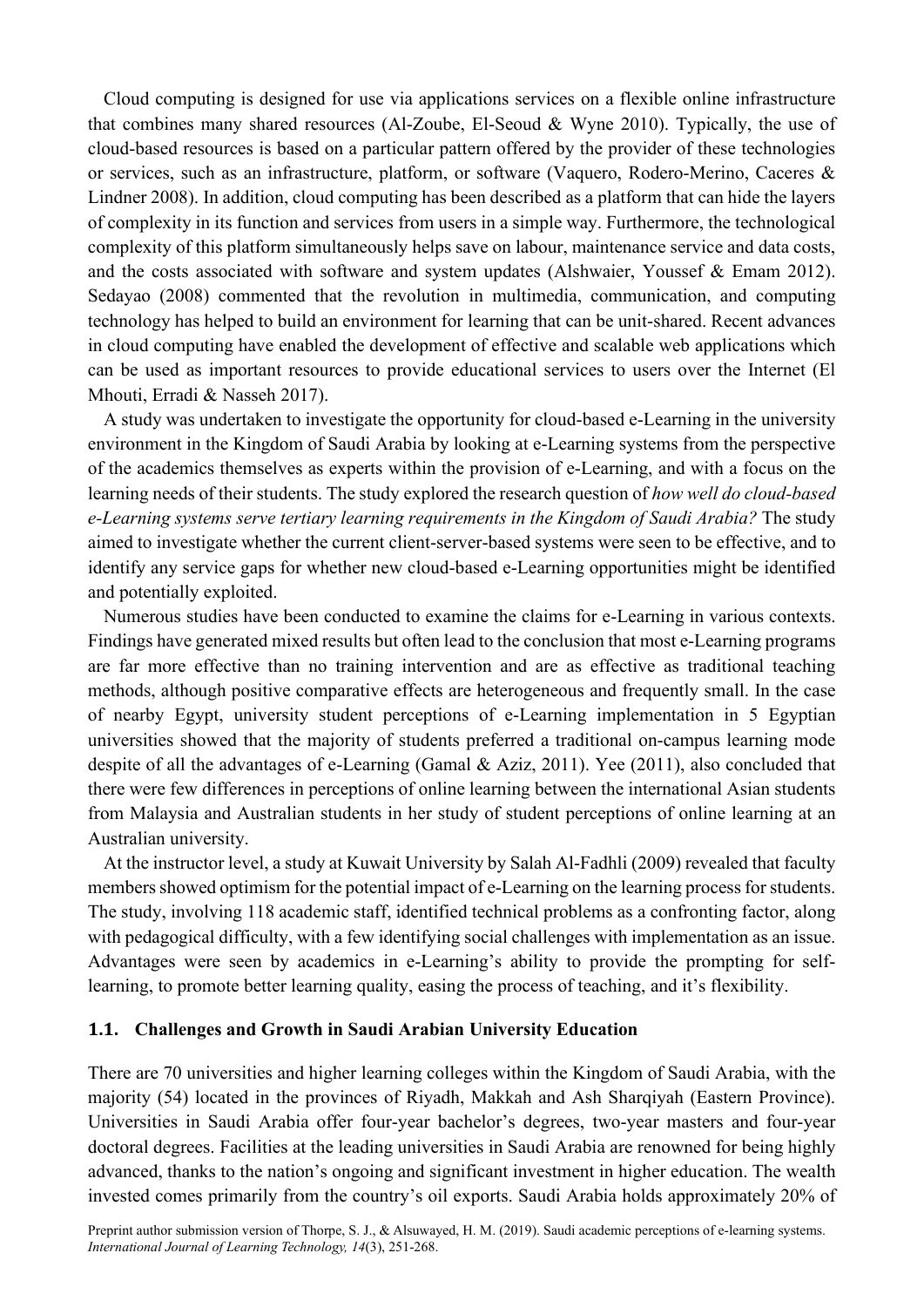Cloud computing is designed for use via applications services on a flexible online infrastructure that combines many shared resources (Al-Zoube, El-Seoud & Wyne 2010). Typically, the use of cloud-based resources is based on a particular pattern offered by the provider of these technologies or services, such as an infrastructure, platform, or software (Vaquero, Rodero-Merino, Caceres & Lindner 2008). In addition, cloud computing has been described as a platform that can hide the layers of complexity in its function and services from users in a simple way. Furthermore, the technological complexity of this platform simultaneously helps save on labour, maintenance service and data costs, and the costs associated with software and system updates (Alshwaier, Youssef & Emam 2012). Sedayao (2008) commented that the revolution in multimedia, communication, and computing technology has helped to build an environment for learning that can be unit-shared. Recent advances in cloud computing have enabled the development of effective and scalable web applications which can be used as important resources to provide educational services to users over the Internet (El Mhouti, Erradi & Nasseh 2017).

A study was undertaken to investigate the opportunity for cloud-based e-Learning in the university environment in the Kingdom of Saudi Arabia by looking at e-Learning systems from the perspective of the academics themselves as experts within the provision of e-Learning, and with a focus on the learning needs of their students. The study explored the research question of *how well do cloud-based e-Learning systems serve tertiary learning requirements in the Kingdom of Saudi Arabia?* The study aimed to investigate whether the current client-server-based systems were seen to be effective, and to identify any service gaps for whether new cloud-based e-Learning opportunities might be identified and potentially exploited.

Numerous studies have been conducted to examine the claims for e-Learning in various contexts. Findings have generated mixed results but often lead to the conclusion that most e-Learning programs are far more effective than no training intervention and are as effective as traditional teaching methods, although positive comparative effects are heterogeneous and frequently small. In the case of nearby Egypt, university student perceptions of e-Learning implementation in 5 Egyptian universities showed that the majority of students preferred a traditional on-campus learning mode despite of all the advantages of e-Learning (Gamal & Aziz, 2011). Yee (2011), also concluded that there were few differences in perceptions of online learning between the international Asian students from Malaysia and Australian students in her study of student perceptions of online learning at an Australian university.

At the instructor level, a study at Kuwait University by Salah Al-Fadhli (2009) revealed that faculty members showed optimism for the potential impact of e-Learning on the learning process for students. The study, involving 118 academic staff, identified technical problems as a confronting factor, along with pedagogical difficulty, with a few identifying social challenges with implementation as an issue. Advantages were seen by academics in e-Learning's ability to provide the prompting for self-learning, to promote better learning quality, easing the process of teaching, and it's flexibility.

### 1.1. Challenges and Growth in Saudi Arabian University Education

There are 70 universities and higher learning colleges within the Kingdom of Saudi Arabia, with the majority (54) located in the provinces of Riyadh, Makkah and Ash Sharqiyah (Eastern Province). Universities in Saudi Arabia offer four-year bachelor's degrees, two-year masters and four-year doctoral degrees. Facilities at the leading universities in Saudi Arabia are renowned for being highly advanced, thanks to the nation's ongoing and significant investment in higher education. The wealth invested comes primarily from the country's oil exports. Saudi Arabia holds approximately 20% of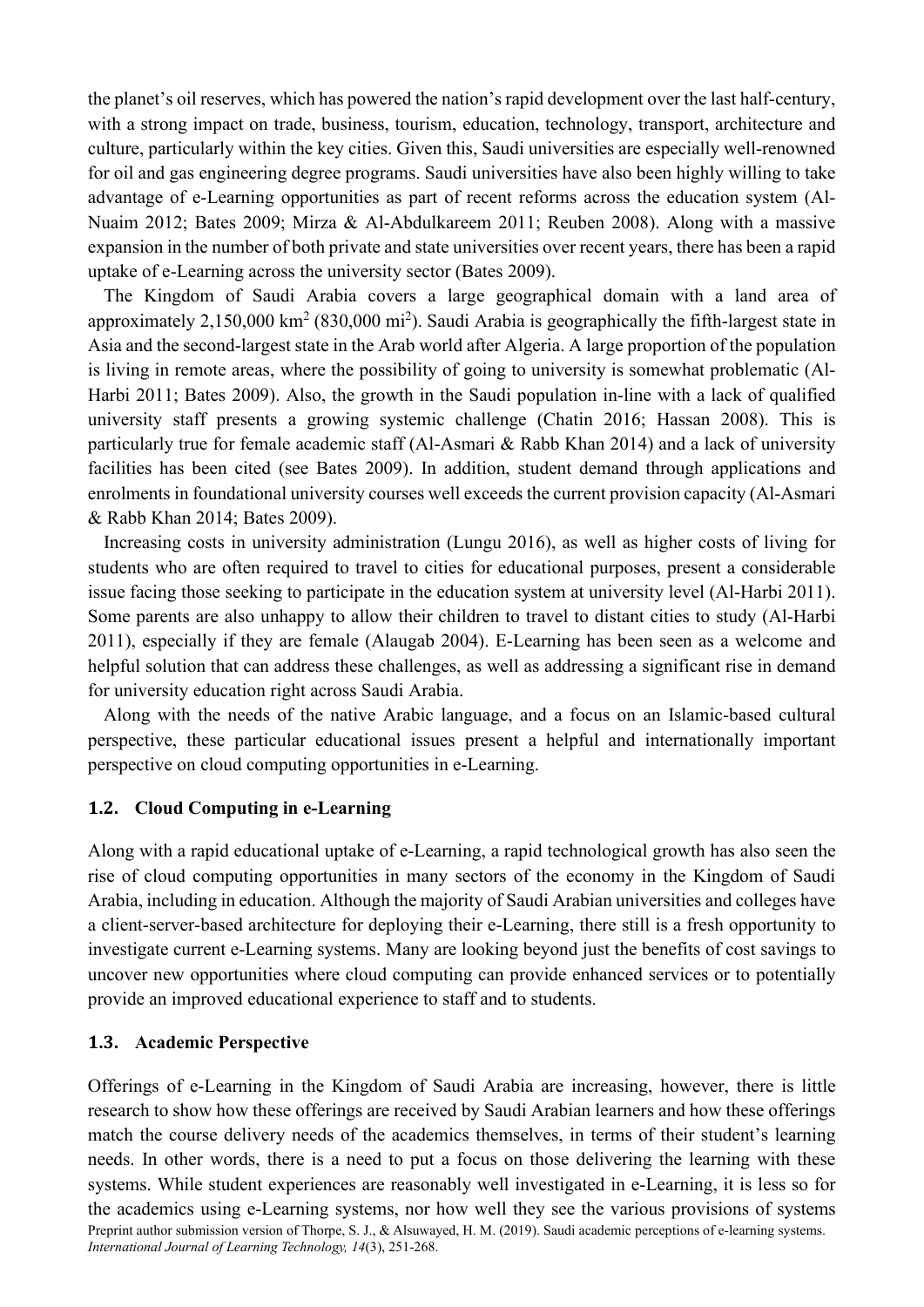the planet's oil reserves, which has powered the nation's rapid development over the last half-century, with a strong impact on trade, business, tourism, education, technology, transport, architecture and culture, particularly within the key cities. Given this, Saudi universities are especially well-renowned for oil and gas engineering degree programs. Saudi universities have also been highly willing to take advantage of e-Learning opportunities as part of recent reforms across the education system (Al-Nuaim 2012; Bates 2009; Mirza & Al-Abdulkareem 2011; Reuben 2008). Along with a massive expansion in the number of both private and state universities over recent years, there has been a rapid uptake of e-Learning across the university sector (Bates 2009).

The Kingdom of Saudi Arabia covers a large geographical domain with a land area of approximately 2,150,000 km$^2$ (830,000 mi$^2$). Saudi Arabia is geographically the fifth-largest state in Asia and the second-largest state in the Arab world after Algeria. A large proportion of the population is living in remote areas, where the possibility of going to university is somewhat problematic (Al-Harbi 2011; Bates 2009). Also, the growth in the Saudi population in-line with a lack of qualified university staff presents a growing systemic challenge (Chatin 2016; Hassan 2008). This is particularly true for female academic staff (Al-Asmari & Rabb Khan 2014) and a lack of university facilities has been cited (see Bates 2009). In addition, student demand through applications and enrolments in foundational university courses well exceeds the current provision capacity (Al-Asmari & Rabb Khan 2014; Bates 2009).

Increasing costs in university administration (Lungu 2016), as well as higher costs of living for students who are often required to travel to cities for educational purposes, present a considerable issue facing those seeking to participate in the education system at university level (Al-Harbi 2011). Some parents are also unhappy to allow their children to travel to distant cities to study (Al-Harbi 2011), especially if they are female (Alaugab 2004). E-Learning has been seen as a welcome and helpful solution that can address these challenges, as well as addressing a significant rise in demand for university education right across Saudi Arabia.

Along with the needs of the native Arabic language, and a focus on an Islamic-based cultural perspective, these particular educational issues present a helpful and internationally important perspective on cloud computing opportunities in e-Learning.

### 1.2. Cloud Computing in e-Learning

Along with a rapid educational uptake of e-Learning, a rapid technological growth has also seen the rise of cloud computing opportunities in many sectors of the economy in the Kingdom of Saudi Arabia, including in education. Although the majority of Saudi Arabian universities and colleges have a client-server-based architecture for deploying their e-Learning, there still is a fresh opportunity to investigate current e-Learning systems. Many are looking beyond just the benefits of cost savings to uncover new opportunities where cloud computing can provide enhanced services or to potentially provide an improved educational experience to staff and to students.

### 1.3. Academic Perspective

Offerings of e-Learning in the Kingdom of Saudi Arabia are increasing, however, there is little research to show how these offerings are received by Saudi Arabian learners and how these offerings match the course delivery needs of the academics themselves, in terms of their student's learning needs. In other words, there is a need to put a focus on those delivering the learning with these systems. While student experiences are reasonably well investigated in e-Learning, it is less so for the academics using e-Learning systems, nor how well they see the various provisions of systems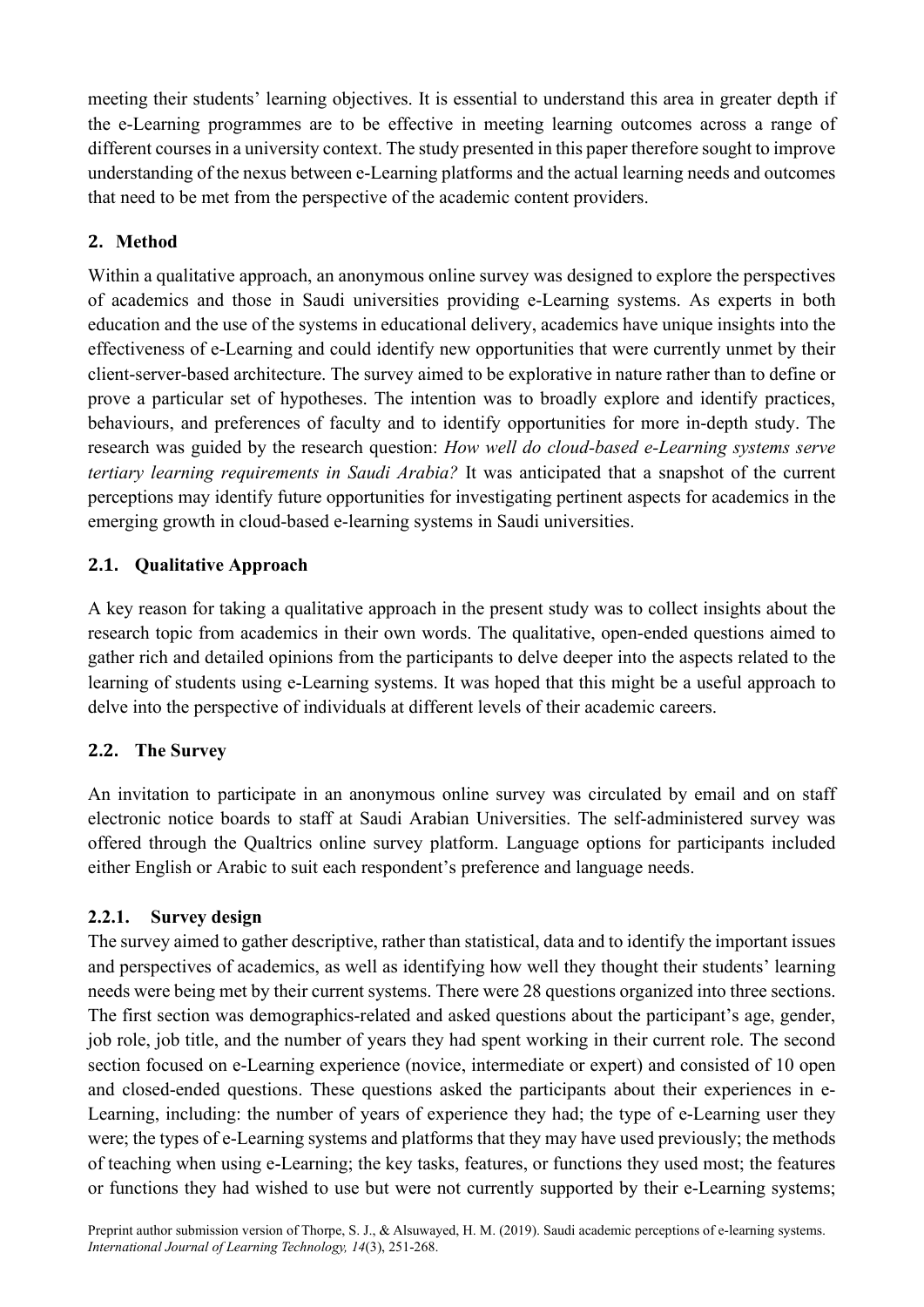meeting their students' learning objectives. It is essential to understand this area in greater depth if the e-Learning programmes are to be effective in meeting learning outcomes across a range of different courses in a university context. The study presented in this paper therefore sought to improve understanding of the nexus between e-Learning platforms and the actual learning needs and outcomes that need to be met from the perspective of the academic content providers.

## 2. Method

Within a qualitative approach, an anonymous online survey was designed to explore the perspectives of academics and those in Saudi universities providing e-Learning systems. As experts in both education and the use of the systems in educational delivery, academics have unique insights into the effectiveness of e-Learning and could identify new opportunities that were currently unmet by their client-server-based architecture. The survey aimed to be explorative in nature rather than to define or prove a particular set of hypotheses. The intention was to broadly explore and identify practices, behaviours, and preferences of faculty and to identify opportunities for more in-depth study. The research was guided by the research question: *How well do cloud-based e-Learning systems serve tertiary learning requirements in Saudi Arabia?* It was anticipated that a snapshot of the current perceptions may identify future opportunities for investigating pertinent aspects for academics in the emerging growth in cloud-based e-learning systems in Saudi universities.

### 2.1. Qualitative Approach

A key reason for taking a qualitative approach in the present study was to collect insights about the research topic from academics in their own words. The qualitative, open-ended questions aimed to gather rich and detailed opinions from the participants to delve deeper into the aspects related to the learning of students using e-Learning systems. It was hoped that this might be a useful approach to delve into the perspective of individuals at different levels of their academic careers.

### 2.2. The Survey

An invitation to participate in an anonymous online survey was circulated by email and on staff electronic notice boards to staff at Saudi Arabian Universities. The self-administered survey was offered through the Qualtrics online survey platform. Language options for participants included either English or Arabic to suit each respondent's preference and language needs.

#### 2.2.1. Survey design

The survey aimed to gather descriptive, rather than statistical, data and to identify the important issues and perspectives of academics, as well as identifying how well they thought their students' learning needs were being met by their current systems. There were 28 questions organized into three sections. The first section was demographics-related and asked questions about the participant's age, gender, job role, job title, and the number of years they had spent working in their current role. The second section focused on e-Learning experience (novice, intermediate or expert) and consisted of 10 open and closed-ended questions. These questions asked the participants about their experiences in e-Learning, including: the number of years of experience they had; the type of e-Learning user they were; the types of e-Learning systems and platforms that they may have used previously; the methods of teaching when using e-Learning; the key tasks, features, or functions they used most; the features or functions they had wished to use but were not currently supported by their e-Learning systems;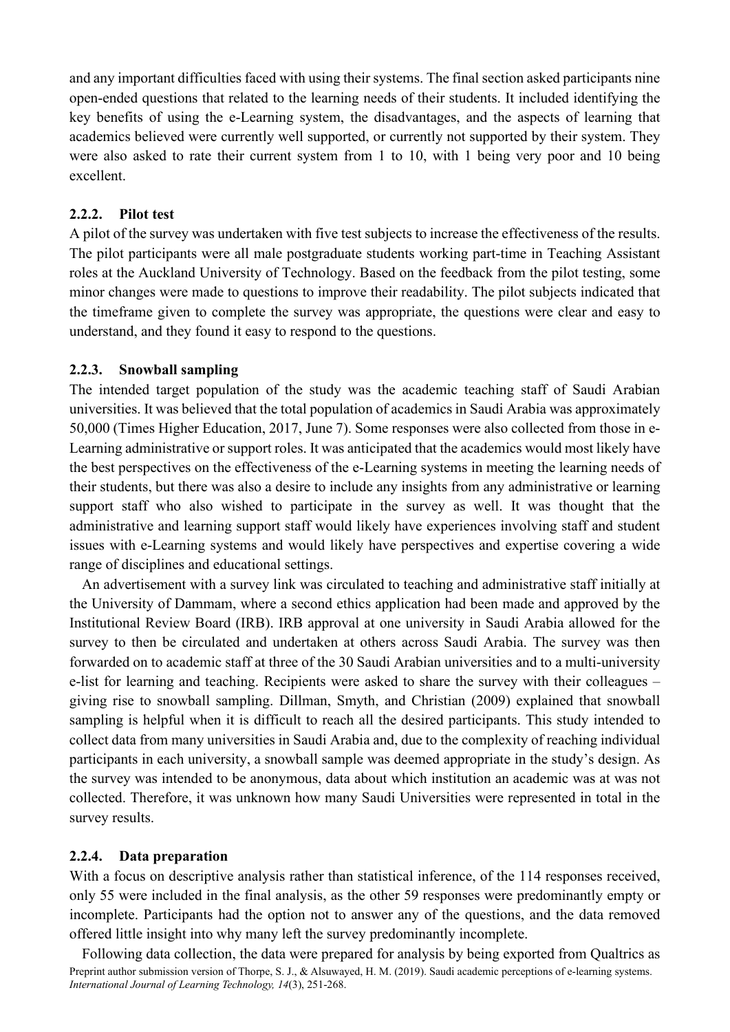and any important difficulties faced with using their systems. The final section asked participants nine open-ended questions that related to the learning needs of their students. It included identifying the key benefits of using the e-Learning system, the disadvantages, and the aspects of learning that academics believed were currently well supported, or currently not supported by their system. They were also asked to rate their current system from 1 to 10, with 1 being very poor and 10 being excellent.

#### 2.2.2. Pilot test

A pilot of the survey was undertaken with five test subjects to increase the effectiveness of the results. The pilot participants were all male postgraduate students working part-time in Teaching Assistant roles at the Auckland University of Technology. Based on the feedback from the pilot testing, some minor changes were made to questions to improve their readability. The pilot subjects indicated that the timeframe given to complete the survey was appropriate, the questions were clear and easy to understand, and they found it easy to respond to the questions.

#### 2.2.3. Snowball sampling

The intended target population of the study was the academic teaching staff of Saudi Arabian universities. It was believed that the total population of academics in Saudi Arabia was approximately 50,000 (Times Higher Education, 2017, June 7). Some responses were also collected from those in e-Learning administrative or support roles. It was anticipated that the academics would most likely have the best perspectives on the effectiveness of the e-Learning systems in meeting the learning needs of their students, but there was also a desire to include any insights from any administrative or learning support staff who also wished to participate in the survey as well. It was thought that the administrative and learning support staff would likely have experiences involving staff and student issues with e-Learning systems and would likely have perspectives and expertise covering a wide range of disciplines and educational settings.

An advertisement with a survey link was circulated to teaching and administrative staff initially at the University of Dammam, where a second ethics application had been made and approved by the Institutional Review Board (IRB). IRB approval at one university in Saudi Arabia allowed for the survey to then be circulated and undertaken at others across Saudi Arabia. The survey was then forwarded on to academic staff at three of the 30 Saudi Arabian universities and to a multi-university e-list for learning and teaching. Recipients were asked to share the survey with their colleagues – giving rise to snowball sampling. Dillman, Smyth, and Christian (2009) explained that snowball sampling is helpful when it is difficult to reach all the desired participants. This study intended to collect data from many universities in Saudi Arabia and, due to the complexity of reaching individual participants in each university, a snowball sample was deemed appropriate in the study's design. As the survey was intended to be anonymous, data about which institution an academic was at was not collected. Therefore, it was unknown how many Saudi Universities were represented in total in the survey results.

#### 2.2.4. Data preparation

With a focus on descriptive analysis rather than statistical inference, of the 114 responses received, only 55 were included in the final analysis, as the other 59 responses were predominantly empty or incomplete. Participants had the option not to answer any of the questions, and the data removed offered little insight into why many left the survey predominantly incomplete.

Following data collection, the data were prepared for analysis by being exported from Qualtrics as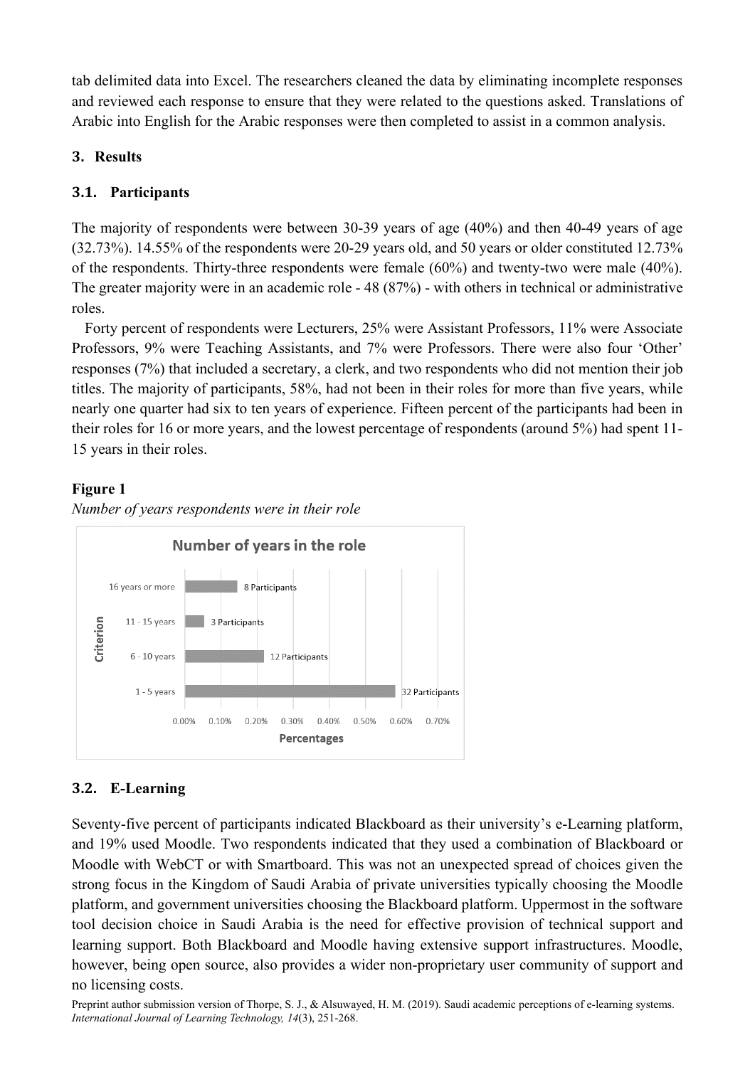tab delimited data into Excel. The researchers cleaned the data by eliminating incomplete responses and reviewed each response to ensure that they were related to the questions asked. Translations of Arabic into English for the Arabic responses were then completed to assist in a common analysis.

## 3. Results

### 3.1. Participants

The majority of respondents were between 30-39 years of age (40%) and then 40-49 years of age (32.73%). 14.55% of the respondents were 20-29 years old, and 50 years or older constituted 12.73% of the respondents. Thirty-three respondents were female (60%) and twenty-two were male (40%). The greater majority were in an academic role - 48 (87%) - with others in technical or administrative roles.

Forty percent of respondents were Lecturers, 25% were Assistant Professors, 11% were Associate Professors, 9% were Teaching Assistants, and 7% were Professors. There were also four 'Other' responses (7%) that included a secretary, a clerk, and two respondents who did not mention their job titles. The majority of participants, 58%, had not been in their roles for more than five years, while nearly one quarter had six to ten years of experience. Fifteen percent of the participants had been in their roles for 16 or more years, and the lowest percentage of respondents (around 5%) had spent 11-15 years in their roles.

**Figure 1**

*Number of years respondents were in their role*

### 3.2. E-Learning

Seventy-five percent of participants indicated Blackboard as their university's e-Learning platform, and 19% used Moodle. Two respondents indicated that they used a combination of Blackboard or Moodle with WebCT or with Smartboard. This was not an unexpected spread of choices given the strong focus in the Kingdom of Saudi Arabia of private universities typically choosing the Moodle platform, and government universities choosing the Blackboard platform. Uppermost in the software tool decision choice in Saudi Arabia is the need for effective provision of technical support and learning support. Both Blackboard and Moodle having extensive support infrastructures. Moodle, however, being open source, also provides a wider non-proprietary user community of support and no licensing costs.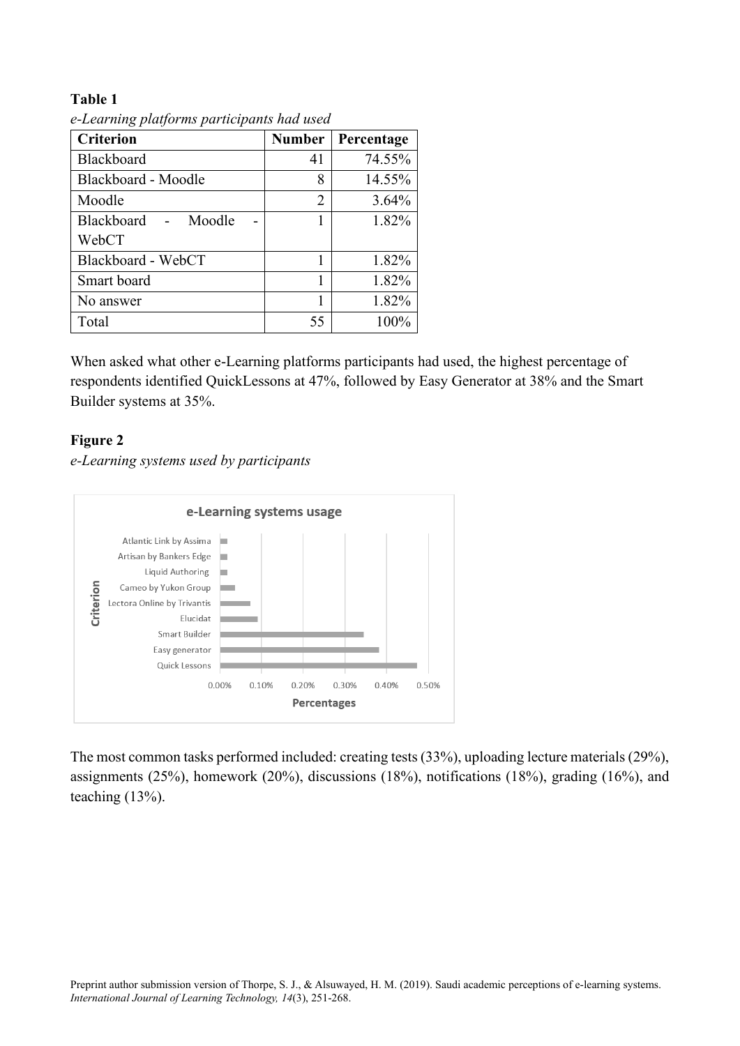**Table 1**

*e-Learning platforms participants had used*

| Criterion | Number | Percentage |
|---|---|---|
| Blackboard | 41 | 74.55% |
| Blackboard - Moodle | 8 | 14.55% |
| Moodle | 2 | 3.64% |
| Blackboard - Moodle - WebCT | 1 | 1.82% |
| Blackboard - WebCT | 1 | 1.82% |
| Smart board | 1 | 1.82% |
| No answer | 1 | 1.82% |
| Total | 55 | 100% |

When asked what other e-Learning platforms participants had used, the highest percentage of respondents identified QuickLessons at 47%, followed by Easy Generator at 38% and the Smart Builder systems at 35%.

**Figure 2**

*e-Learning systems used by participants*

The most common tasks performed included: creating tests (33%), uploading lecture materials (29%), assignments (25%), homework (20%), discussions (18%), notifications (18%), grading (16%), and teaching (13%).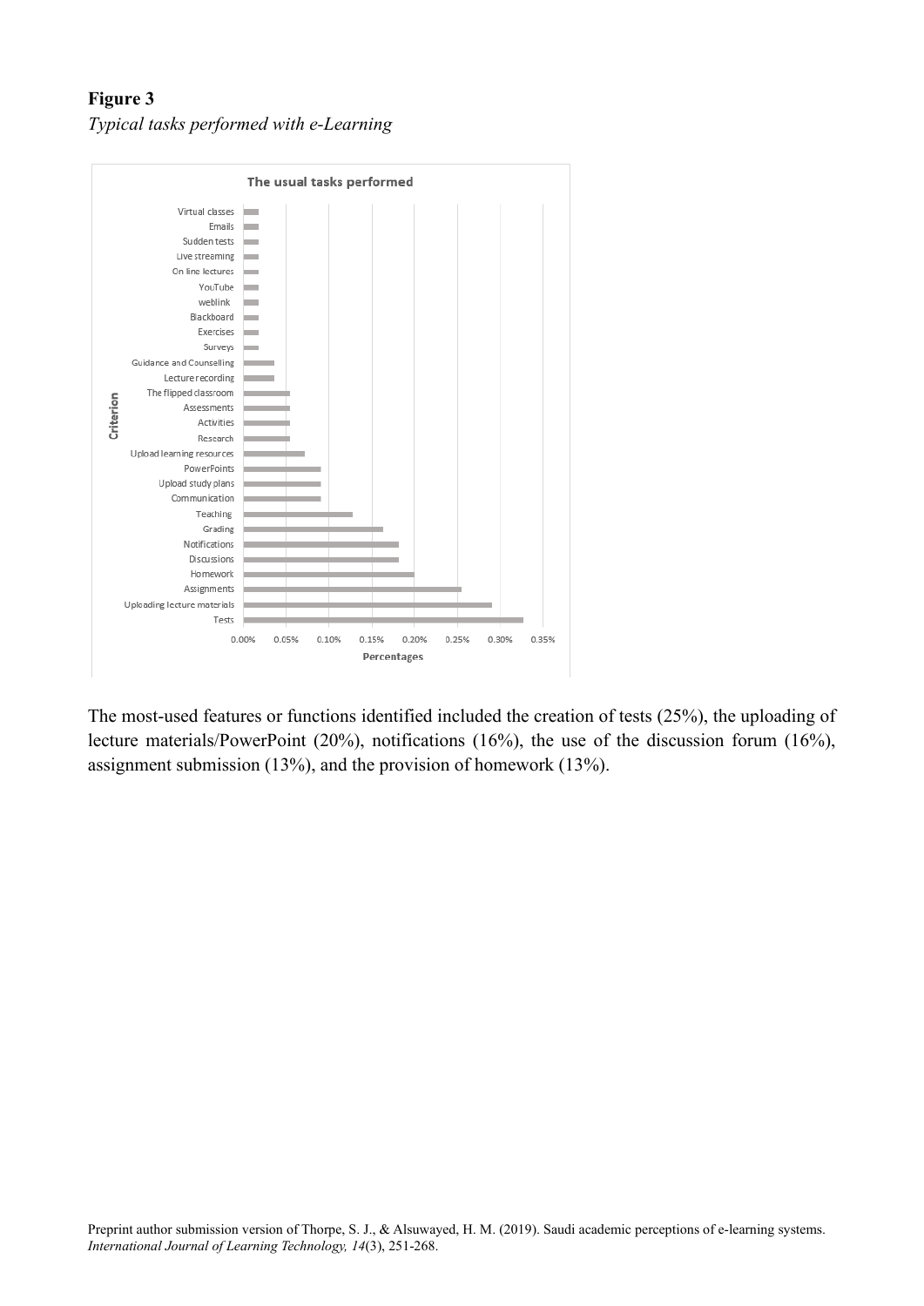**Figure 3**

*Typical tasks performed with e-Learning*

The most-used features or functions identified included the creation of tests (25%), the uploading of lecture materials/PowerPoint (20%), notifications (16%), the use of the discussion forum (16%), assignment submission (13%), and the provision of homework (13%).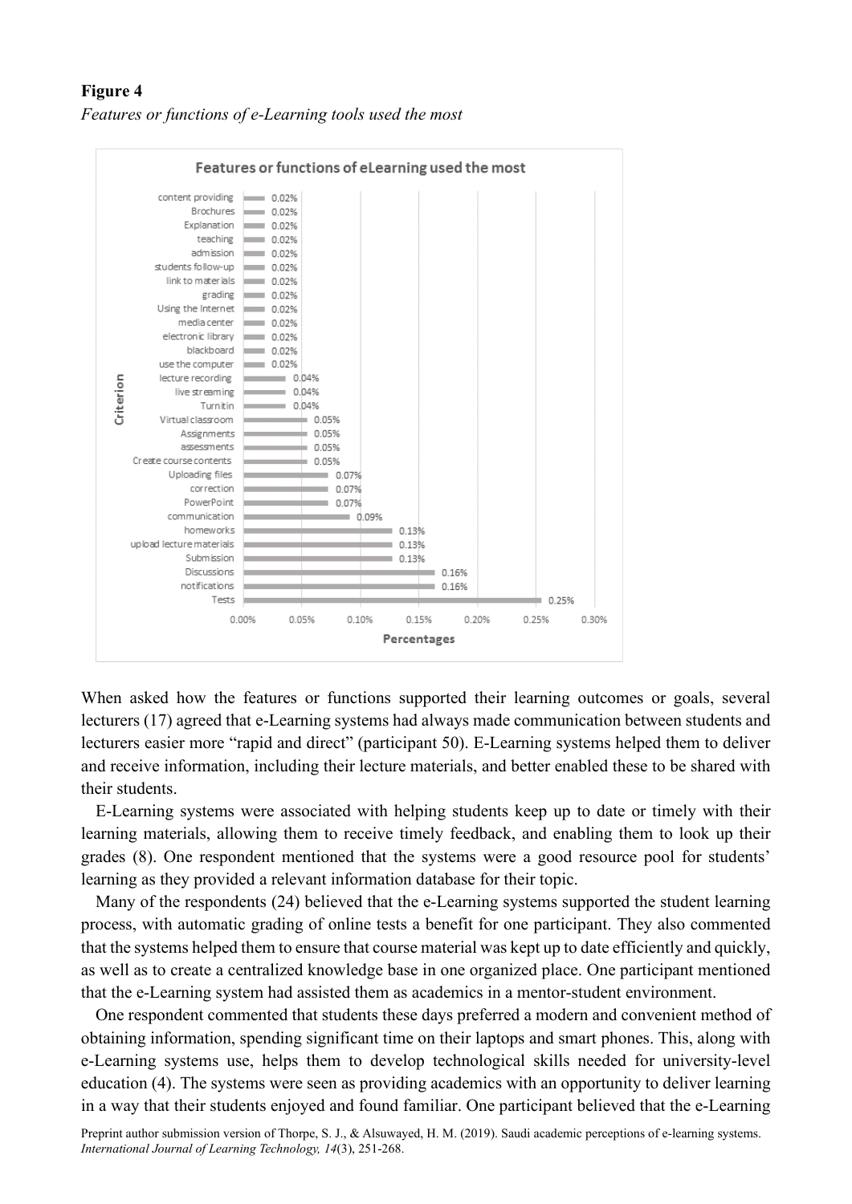**Figure 4**

*Features or functions of e-Learning tools used the most*

**Features or functions of eLearning used the most**

| Criterion | Percentages |
| --- | --- |
| content providing | 0.02% |
| Brochures | 0.02% |
| Explanation | 0.02% |
| teaching | 0.02% |
| admission | 0.02% |
| students follow-up | 0.02% |
| link to materials | 0.02% |
| grading | 0.02% |
| Using the Internet | 0.02% |
| media center | 0.02% |
| electronic library | 0.02% |
| blackboard | 0.02% |
| use the computer | 0.02% |
| lecture recording | 0.04% |
| live streaming | 0.04% |
| Turnitin | 0.04% |
| Virtual classroom | 0.05% |
| Assignments | 0.05% |
| assessments | 0.05% |
| Create course contents | 0.05% |
| Uploading files | 0.07% |
| correction | 0.07% |
| PowerPoint | 0.07% |
| communication | 0.09% |
| homeworks | 0.13% |
| upload lecture materials | 0.13% |
| Submission | 0.13% |
| Discussions | 0.16% |
| notifications | 0.16% |
| Tests | 0.25% |

When asked how the features or functions supported their learning outcomes or goals, several lecturers (17) agreed that e-Learning systems had always made communication between students and lecturers easier more "rapid and direct" (participant 50). E-Learning systems helped them to deliver and receive information, including their lecture materials, and better enabled these to be shared with their students.

E-Learning systems were associated with helping students keep up to date or timely with their learning materials, allowing them to receive timely feedback, and enabling them to look up their grades (8). One respondent mentioned that the systems were a good resource pool for students' learning as they provided a relevant information database for their topic.

Many of the respondents (24) believed that the e-Learning systems supported the student learning process, with automatic grading of online tests a benefit for one participant. They also commented that the systems helped them to ensure that course material was kept up to date efficiently and quickly, as well as to create a centralized knowledge base in one organized place. One participant mentioned that the e-Learning system had assisted them as academics in a mentor-student environment.

One respondent commented that students these days preferred a modern and convenient method of obtaining information, spending significant time on their laptops and smart phones. This, along with e-Learning systems use, helps them to develop technological skills needed for university-level education (4). The systems were seen as providing academics with an opportunity to deliver learning in a way that their students enjoyed and found familiar. One participant believed that the e-Learning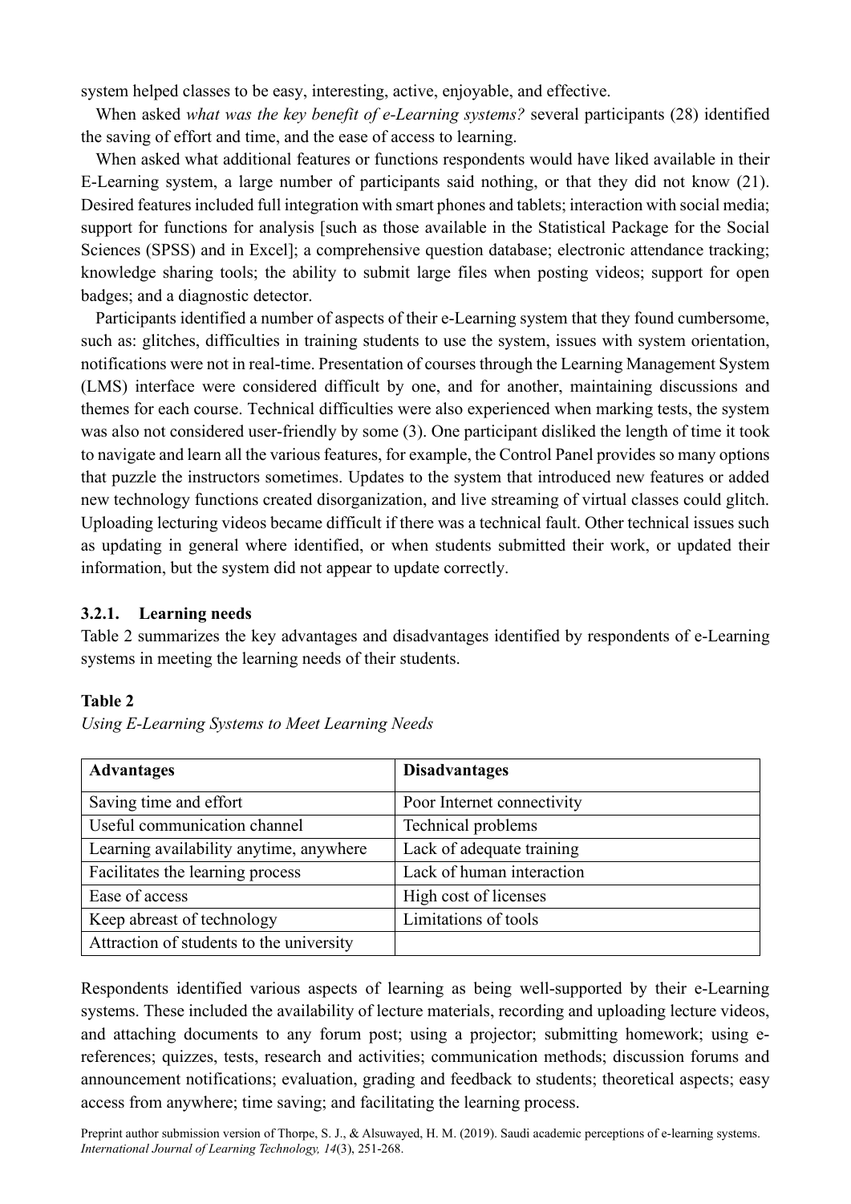system helped classes to be easy, interesting, active, enjoyable, and effective.

When asked *what was the key benefit of e-Learning systems?* several participants (28) identified the saving of effort and time, and the ease of access to learning.

When asked what additional features or functions respondents would have liked available in their E-Learning system, a large number of participants said nothing, or that they did not know (21). Desired features included full integration with smart phones and tablets; interaction with social media; support for functions for analysis [such as those available in the Statistical Package for the Social Sciences (SPSS) and in Excel]; a comprehensive question database; electronic attendance tracking; knowledge sharing tools; the ability to submit large files when posting videos; support for open badges; and a diagnostic detector.

Participants identified a number of aspects of their e-Learning system that they found cumbersome, such as: glitches, difficulties in training students to use the system, issues with system orientation, notifications were not in real-time. Presentation of courses through the Learning Management System (LMS) interface were considered difficult by one, and for another, maintaining discussions and themes for each course. Technical difficulties were also experienced when marking tests, the system was also not considered user-friendly by some (3). One participant disliked the length of time it took to navigate and learn all the various features, for example, the Control Panel provides so many options that puzzle the instructors sometimes. Updates to the system that introduced new features or added new technology functions created disorganization, and live streaming of virtual classes could glitch. Uploading lecturing videos became difficult if there was a technical fault. Other technical issues such as updating in general where identified, or when students submitted their work, or updated their information, but the system did not appear to update correctly.

### 3.2.1. Learning needs

Table 2 summarizes the key advantages and disadvantages identified by respondents of e-Learning systems in meeting the learning needs of their students.

**Table 2**

*Using E-Learning Systems to Meet Learning Needs*

| **Advantages** | **Disadvantages** |
|---|---|
| Saving time and effort | Poor Internet connectivity |
| Useful communication channel | Technical problems |
| Learning availability anytime, anywhere | Lack of adequate training |
| Facilitates the learning process | Lack of human interaction |
| Ease of access | High cost of licenses |
| Keep abreast of technology | Limitations of tools |
| Attraction of students to the university | |

Respondents identified various aspects of learning as being well-supported by their e-Learning systems. These included the availability of lecture materials, recording and uploading lecture videos, and attaching documents to any forum post; using a projector; submitting homework; using e-references; quizzes, tests, research and activities; communication methods; discussion forums and announcement notifications; evaluation, grading and feedback to students; theoretical aspects; easy access from anywhere; time saving; and facilitating the learning process.

Preprint author submission version of Thorpe, S. J., & Alsuwayed, H. M. (2019). Saudi academic perceptions of e-learning systems. *International Journal of Learning Technology, 14*(3), 251-268.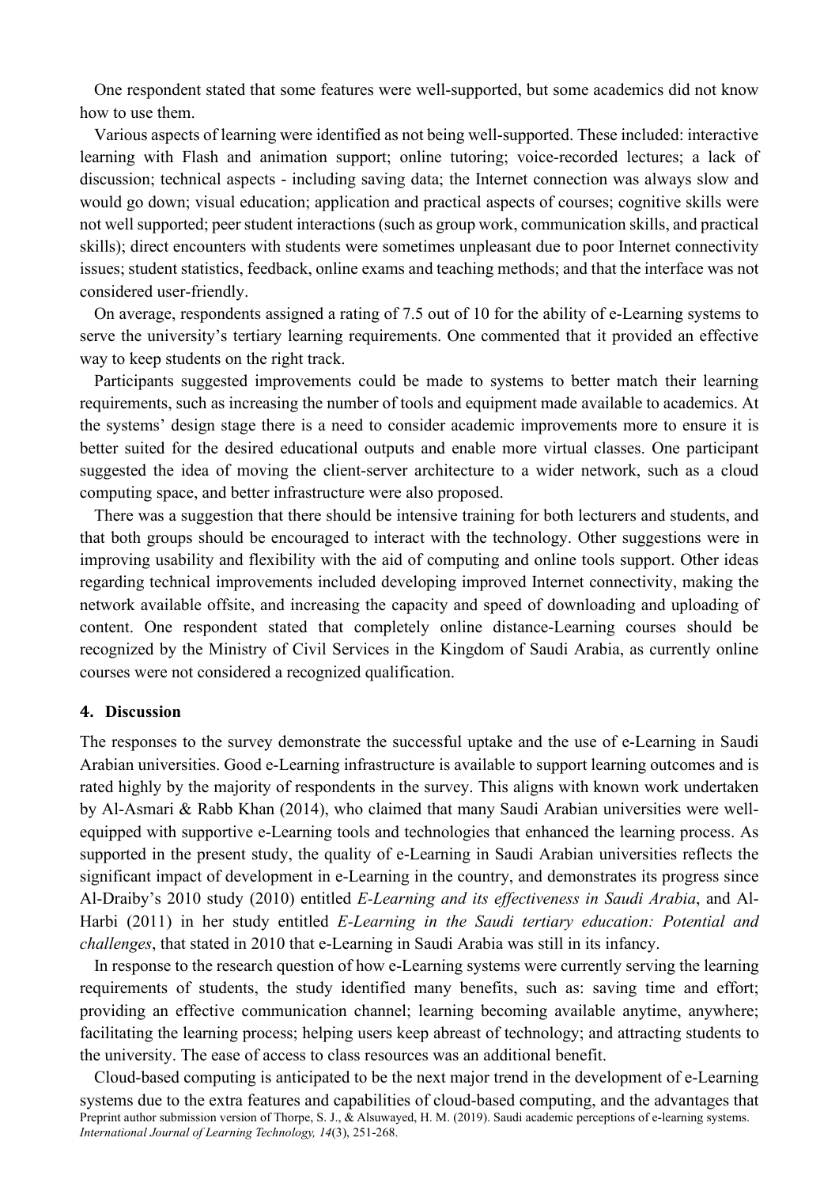One respondent stated that some features were well-supported, but some academics did not know how to use them.

Various aspects of learning were identified as not being well-supported. These included: interactive learning with Flash and animation support; online tutoring; voice-recorded lectures; a lack of discussion; technical aspects - including saving data; the Internet connection was always slow and would go down; visual education; application and practical aspects of courses; cognitive skills were not well supported; peer student interactions (such as group work, communication skills, and practical skills); direct encounters with students were sometimes unpleasant due to poor Internet connectivity issues; student statistics, feedback, online exams and teaching methods; and that the interface was not considered user-friendly.

On average, respondents assigned a rating of 7.5 out of 10 for the ability of e-Learning systems to serve the university's tertiary learning requirements. One commented that it provided an effective way to keep students on the right track.

Participants suggested improvements could be made to systems to better match their learning requirements, such as increasing the number of tools and equipment made available to academics. At the systems' design stage there is a need to consider academic improvements more to ensure it is better suited for the desired educational outputs and enable more virtual classes. One participant suggested the idea of moving the client-server architecture to a wider network, such as a cloud computing space, and better infrastructure were also proposed.

There was a suggestion that there should be intensive training for both lecturers and students, and that both groups should be encouraged to interact with the technology. Other suggestions were in improving usability and flexibility with the aid of computing and online tools support. Other ideas regarding technical improvements included developing improved Internet connectivity, making the network available offsite, and increasing the capacity and speed of downloading and uploading of content. One respondent stated that completely online distance-Learning courses should be recognized by the Ministry of Civil Services in the Kingdom of Saudi Arabia, as currently online courses were not considered a recognized qualification.

## 4. Discussion

The responses to the survey demonstrate the successful uptake and the use of e-Learning in Saudi Arabian universities. Good e-Learning infrastructure is available to support learning outcomes and is rated highly by the majority of respondents in the survey. This aligns with known work undertaken by Al-Asmari & Rabb Khan (2014), who claimed that many Saudi Arabian universities were well-equipped with supportive e-Learning tools and technologies that enhanced the learning process. As supported in the present study, the quality of e-Learning in Saudi Arabian universities reflects the significant impact of development in e-Learning in the country, and demonstrates its progress since Al-Draiby's 2010 study (2010) entitled *E-Learning and its effectiveness in Saudi Arabia*, and Al-Harbi (2011) in her study entitled *E-Learning in the Saudi tertiary education: Potential and challenges*, that stated in 2010 that e-Learning in Saudi Arabia was still in its infancy.

In response to the research question of how e-Learning systems were currently serving the learning requirements of students, the study identified many benefits, such as: saving time and effort; providing an effective communication channel; learning becoming available anytime, anywhere; facilitating the learning process; helping users keep abreast of technology; and attracting students to the university. The ease of access to class resources was an additional benefit.

Cloud-based computing is anticipated to be the next major trend in the development of e-Learning systems due to the extra features and capabilities of cloud-based computing, and the advantages that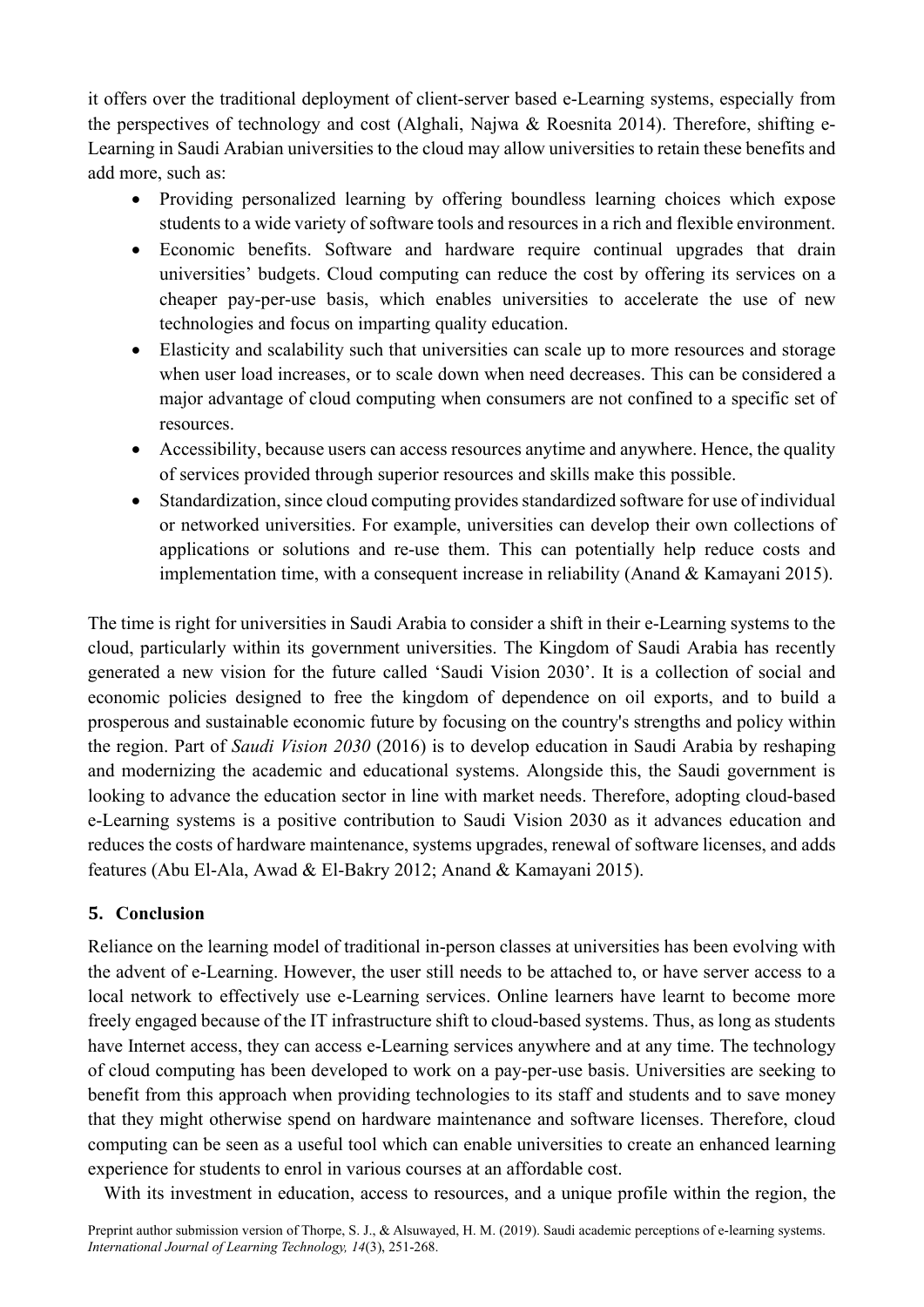it offers over the traditional deployment of client-server based e-Learning systems, especially from the perspectives of technology and cost (Alghali, Najwa & Roesnita 2014). Therefore, shifting e-Learning in Saudi Arabian universities to the cloud may allow universities to retain these benefits and add more, such as:

- Providing personalized learning by offering boundless learning choices which expose students to a wide variety of software tools and resources in a rich and flexible environment.
- Economic benefits. Software and hardware require continual upgrades that drain universities' budgets. Cloud computing can reduce the cost by offering its services on a cheaper pay-per-use basis, which enables universities to accelerate the use of new technologies and focus on imparting quality education.
- Elasticity and scalability such that universities can scale up to more resources and storage when user load increases, or to scale down when need decreases. This can be considered a major advantage of cloud computing when consumers are not confined to a specific set of resources.
- Accessibility, because users can access resources anytime and anywhere. Hence, the quality of services provided through superior resources and skills make this possible.
- Standardization, since cloud computing provides standardized software for use of individual or networked universities. For example, universities can develop their own collections of applications or solutions and re-use them. This can potentially help reduce costs and implementation time, with a consequent increase in reliability (Anand & Kamayani 2015).

The time is right for universities in Saudi Arabia to consider a shift in their e-Learning systems to the cloud, particularly within its government universities. The Kingdom of Saudi Arabia has recently generated a new vision for the future called 'Saudi Vision 2030'. It is a collection of social and economic policies designed to free the kingdom of dependence on oil exports, and to build a prosperous and sustainable economic future by focusing on the country's strengths and policy within the region. Part of *Saudi Vision 2030* (2016) is to develop education in Saudi Arabia by reshaping and modernizing the academic and educational systems. Alongside this, the Saudi government is looking to advance the education sector in line with market needs. Therefore, adopting cloud-based e-Learning systems is a positive contribution to Saudi Vision 2030 as it advances education and reduces the costs of hardware maintenance, systems upgrades, renewal of software licenses, and adds features (Abu El-Ala, Awad & El-Bakry 2012; Anand & Kamayani 2015).

## 5. Conclusion

Reliance on the learning model of traditional in-person classes at universities has been evolving with the advent of e-Learning. However, the user still needs to be attached to, or have server access to a local network to effectively use e-Learning services. Online learners have learnt to become more freely engaged because of the IT infrastructure shift to cloud-based systems. Thus, as long as students have Internet access, they can access e-Learning services anywhere and at any time. The technology of cloud computing has been developed to work on a pay-per-use basis. Universities are seeking to benefit from this approach when providing technologies to its staff and students and to save money that they might otherwise spend on hardware maintenance and software licenses. Therefore, cloud computing can be seen as a useful tool which can enable universities to create an enhanced learning experience for students to enrol in various courses at an affordable cost.

With its investment in education, access to resources, and a unique profile within the region, the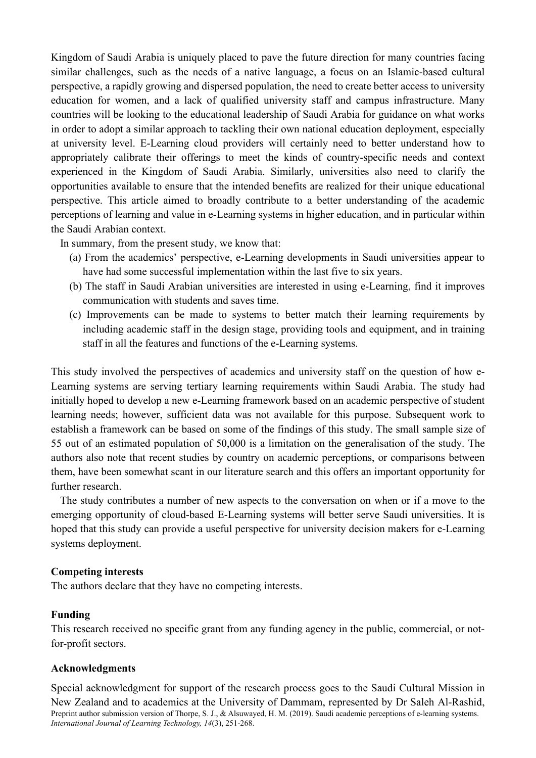Kingdom of Saudi Arabia is uniquely placed to pave the future direction for many countries facing similar challenges, such as the needs of a native language, a focus on an Islamic-based cultural perspective, a rapidly growing and dispersed population, the need to create better access to university education for women, and a lack of qualified university staff and campus infrastructure. Many countries will be looking to the educational leadership of Saudi Arabia for guidance on what works in order to adopt a similar approach to tackling their own national education deployment, especially at university level. E-Learning cloud providers will certainly need to better understand how to appropriately calibrate their offerings to meet the kinds of country-specific needs and context experienced in the Kingdom of Saudi Arabia. Similarly, universities also need to clarify the opportunities available to ensure that the intended benefits are realized for their unique educational perspective. This article aimed to broadly contribute to a better understanding of the academic perceptions of learning and value in e-Learning systems in higher education, and in particular within the Saudi Arabian context.

In summary, from the present study, we know that:

(a) From the academics' perspective, e-Learning developments in Saudi universities appear to have had some successful implementation within the last five to six years.

(b) The staff in Saudi Arabian universities are interested in using e-Learning, find it improves communication with students and saves time.

(c) Improvements can be made to systems to better match their learning requirements by including academic staff in the design stage, providing tools and equipment, and in training staff in all the features and functions of the e-Learning systems.

This study involved the perspectives of academics and university staff on the question of how e-Learning systems are serving tertiary learning requirements within Saudi Arabia. The study had initially hoped to develop a new e-Learning framework based on an academic perspective of student learning needs; however, sufficient data was not available for this purpose. Subsequent work to establish a framework can be based on some of the findings of this study. The small sample size of 55 out of an estimated population of 50,000 is a limitation on the generalisation of the study. The authors also note that recent studies by country on academic perceptions, or comparisons between them, have been somewhat scant in our literature search and this offers an important opportunity for further research.

The study contributes a number of new aspects to the conversation on when or if a move to the emerging opportunity of cloud-based E-Learning systems will better serve Saudi universities. It is hoped that this study can provide a useful perspective for university decision makers for e-Learning systems deployment.

**Competing interests**

The authors declare that they have no competing interests.

**Funding**

This research received no specific grant from any funding agency in the public, commercial, or not-for-profit sectors.

**Acknowledgments**

Special acknowledgment for support of the research process goes to the Saudi Cultural Mission in New Zealand and to academics at the University of Dammam, represented by Dr Saleh Al-Rashid,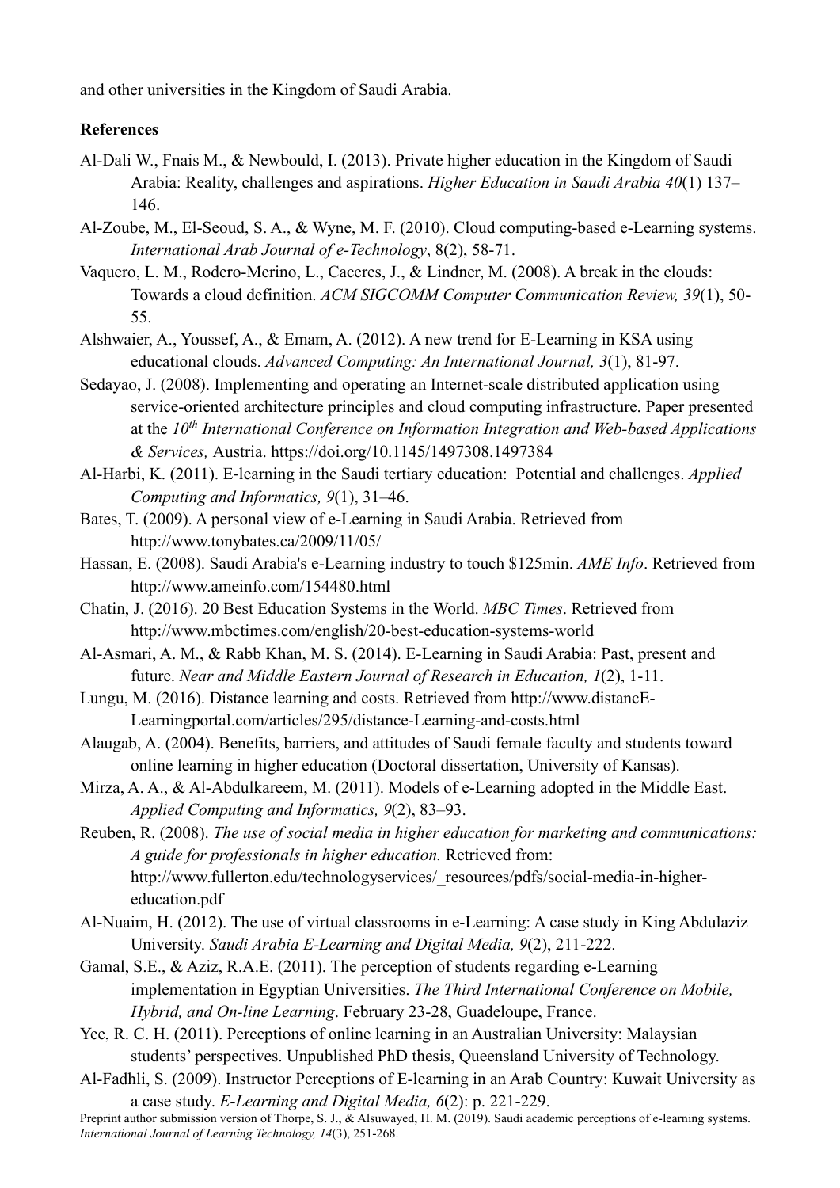and other universities in the Kingdom of Saudi Arabia.

**References**

Al-Dali W., Fnais M., & Newbould, I. (2013). Private higher education in the Kingdom of Saudi Arabia: Reality, challenges and aspirations. *Higher Education in Saudi Arabia 40*(1) 137–146.

Al-Zoube, M., El-Seoud, S. A., & Wyne, M. F. (2010). Cloud computing-based e-Learning systems. *International Arab Journal of e-Technology*, 8(2), 58-71.

Vaquero, L. M., Rodero-Merino, L., Caceres, J., & Lindner, M. (2008). A break in the clouds: Towards a cloud definition. *ACM SIGCOMM Computer Communication Review, 39*(1), 50-55.

Alshwaier, A., Youssef, A., & Emam, A. (2012). A new trend for E-Learning in KSA using educational clouds. *Advanced Computing: An International Journal, 3*(1), 81-97.

Sedayao, J. (2008). Implementing and operating an Internet-scale distributed application using service-oriented architecture principles and cloud computing infrastructure. Paper presented at the *10th International Conference on Information Integration and Web-based Applications & Services,* Austria. https://doi.org/10.1145/1497308.1497384

Al-Harbi, K. (2011). E-learning in the Saudi tertiary education: Potential and challenges. *Applied Computing and Informatics, 9*(1), 31–46.

Bates, T. (2009). A personal view of e-Learning in Saudi Arabia. Retrieved from http://www.tonybates.ca/2009/11/05/

Hassan, E. (2008). Saudi Arabia's e-Learning industry to touch $125min. *AME Info*. Retrieved from http://www.ameinfo.com/154480.html

Chatin, J. (2016). 20 Best Education Systems in the World. *MBC Times*. Retrieved from http://www.mbctimes.com/english/20-best-education-systems-world

Al-Asmari, A. M., & Rabb Khan, M. S. (2014). E-Learning in Saudi Arabia: Past, present and future. *Near and Middle Eastern Journal of Research in Education, 1*(2), 1-11.

Lungu, M. (2016). Distance learning and costs. Retrieved from http://www.distancE-Learningportal.com/articles/295/distance-Learning-and-costs.html

Alaugab, A. (2004). Benefits, barriers, and attitudes of Saudi female faculty and students toward online learning in higher education (Doctoral dissertation, University of Kansas).

Mirza, A. A., & Al-Abdulkareem, M. (2011). Models of e-Learning adopted in the Middle East. *Applied Computing and Informatics, 9*(2), 83–93.

Reuben, R. (2008). *The use of social media in higher education for marketing and communications: A guide for professionals in higher education.* Retrieved from: http://www.fullerton.edu/technologyservices/_resources/pdfs/social-media-in-higher-education.pdf

Al-Nuaim, H. (2012). The use of virtual classrooms in e-Learning: A case study in King Abdulaziz University. *Saudi Arabia E-Learning and Digital Media, 9*(2), 211-222.

Gamal, S.E., & Aziz, R.A.E. (2011). The perception of students regarding e-Learning implementation in Egyptian Universities. *The Third International Conference on Mobile, Hybrid, and On-line Learning*. February 23-28, Guadeloupe, France.

Yee, R. C. H. (2011). Perceptions of online learning in an Australian University: Malaysian students' perspectives. Unpublished PhD thesis, Queensland University of Technology.

Al-Fadhli, S. (2009). Instructor Perceptions of E-learning in an Arab Country: Kuwait University as a case study. *E-Learning and Digital Media, 6*(2): p. 221-229.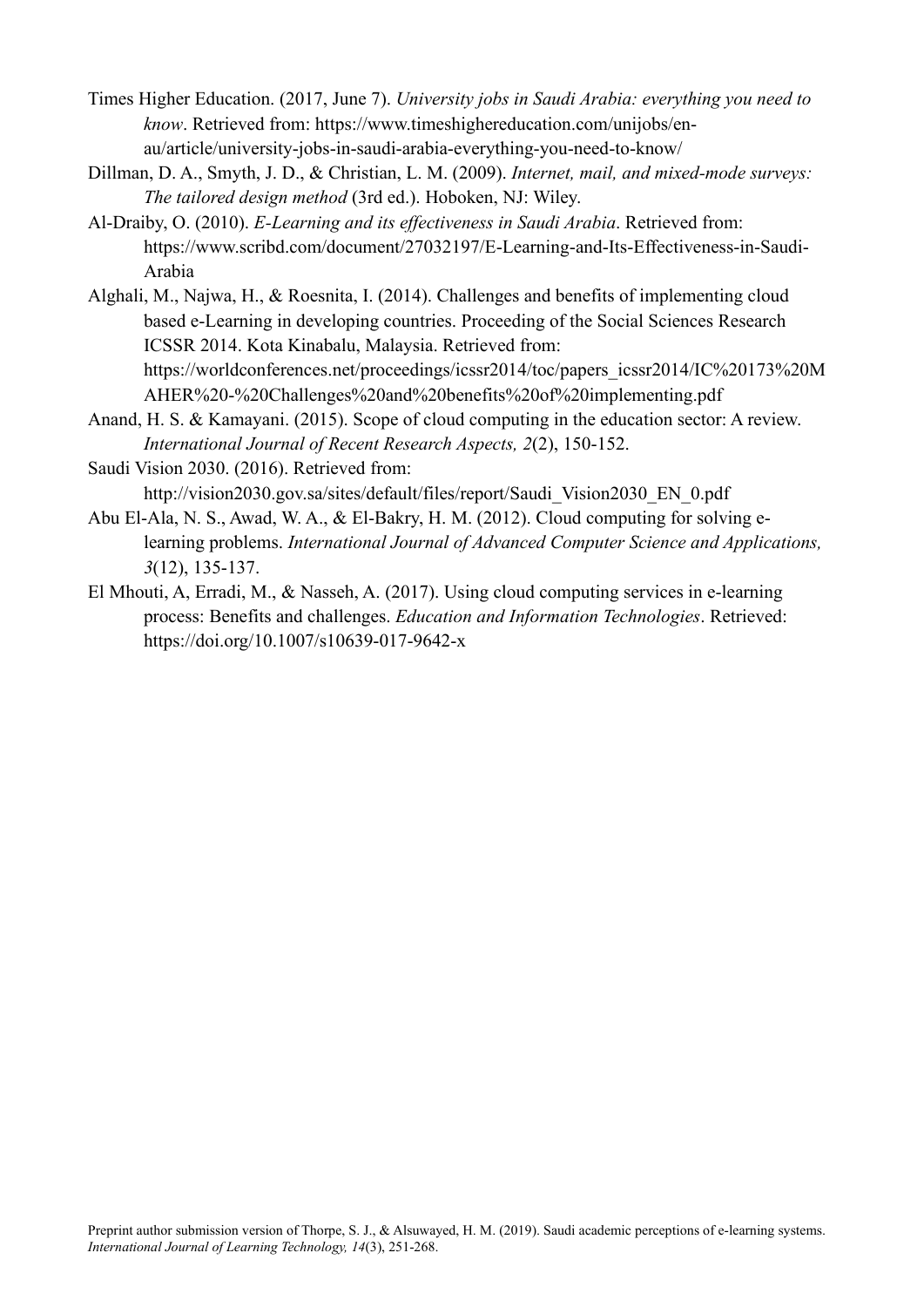Times Higher Education. (2017, June 7). *University jobs in Saudi Arabia: everything you need to know*. Retrieved from: https://www.timeshighereducation.com/unijobs/en-au/article/university-jobs-in-saudi-arabia-everything-you-need-to-know/

Dillman, D. A., Smyth, J. D., & Christian, L. M. (2009). *Internet, mail, and mixed-mode surveys: The tailored design method* (3rd ed.). Hoboken, NJ: Wiley.

Al-Draiby, O. (2010). *E-Learning and its effectiveness in Saudi Arabia*. Retrieved from: https://www.scribd.com/document/27032197/E-Learning-and-Its-Effectiveness-in-Saudi-Arabia

Alghali, M., Najwa, H., & Roesnita, I. (2014). Challenges and benefits of implementing cloud based e-Learning in developing countries. Proceeding of the Social Sciences Research ICSSR 2014. Kota Kinabalu, Malaysia. Retrieved from: https://worldconferences.net/proceedings/icssr2014/toc/papers_icssr2014/IC%20173%20MAHER%20-%20Challenges%20and%20benefits%20of%20implementing.pdf

Anand, H. S. & Kamayani. (2015). Scope of cloud computing in the education sector: A review. *International Journal of Recent Research Aspects, 2*(2), 150-152.

Saudi Vision 2030. (2016). Retrieved from: http://vision2030.gov.sa/sites/default/files/report/Saudi_Vision2030_EN_0.pdf

Abu El-Ala, N. S., Awad, W. A., & El-Bakry, H. M. (2012). Cloud computing for solving e-learning problems. *International Journal of Advanced Computer Science and Applications, 3*(12), 135-137.

El Mhouti, A, Erradi, M., & Nasseh, A. (2017). Using cloud computing services in e-learning process: Benefits and challenges. *Education and Information Technologies*. Retrieved: https://doi.org/10.1007/s10639-017-9642-x